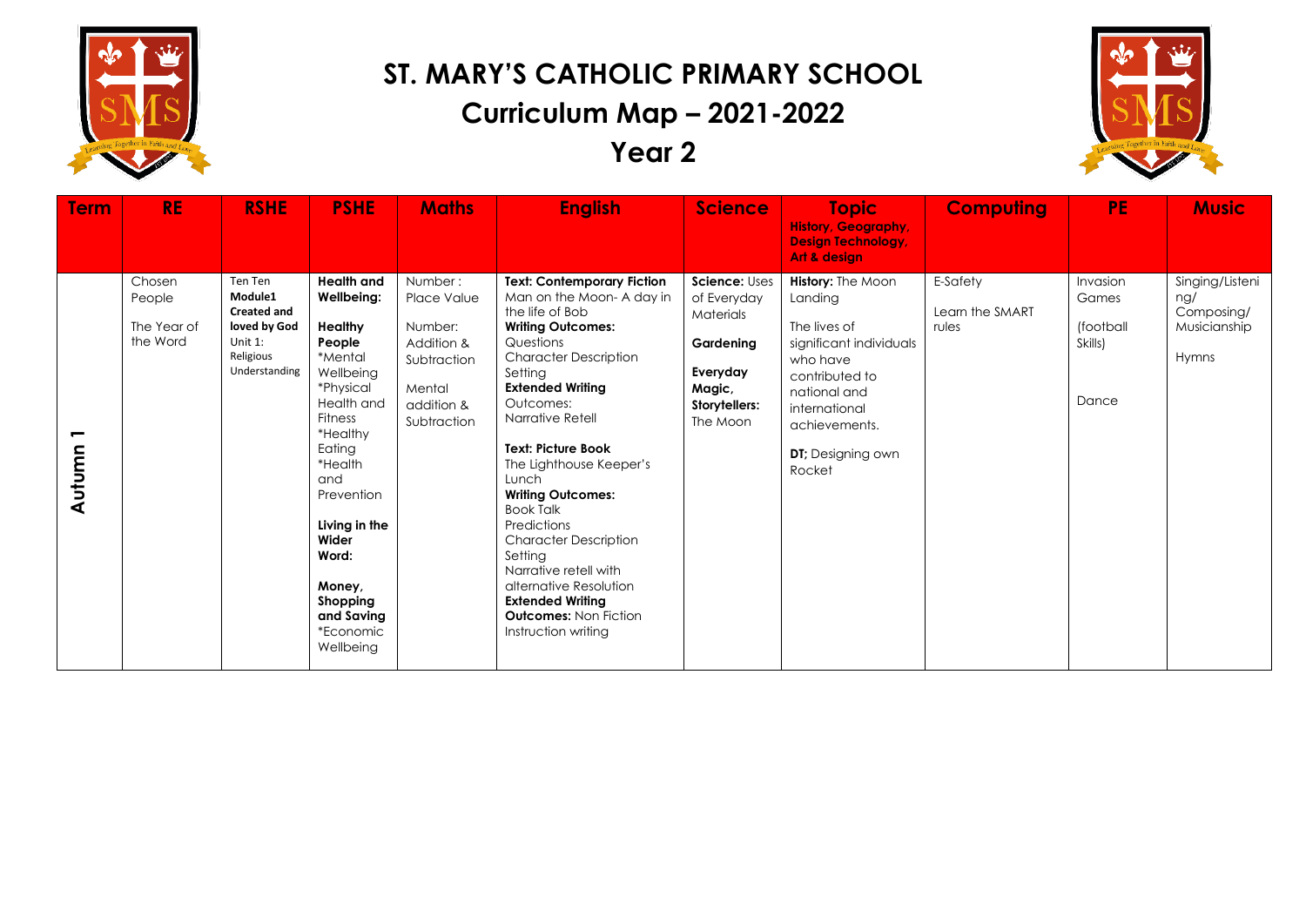# ST. MARY'S CATHOLIC PRIMARY SCHOOL

## Curriculum Map – 2021-2022

## Year 2

| Term | RE | RSHE | PSHE | Maths | English | Science | Topic History, Geography, Design Technology, Art & design | Computing | PE | Music |
|---|---|---|---|---|---|---|---|---|---|---|
| Autumn 1 | Chosen People<br><br>The Year of the Word | Ten Ten Module1 **Created and loved by God** Unit 1: Religious Understanding | **Health and Wellbeing:**<br><br>**Healthy People**<br>*Mental Wellbeing<br>*Physical Health and Fitness<br>*Healthy Eating<br>*Health and Prevention<br><br>**Living in the Wider Word:**<br><br>**Money, Shopping and Saving**<br>*Economic Wellbeing | Number : Place Value<br><br>Number: Addition & Subtraction<br><br>Mental addition & Subtraction | **Text: Contemporary Fiction** Man on the Moon- A day in the life of Bob<br>**Writing Outcomes:**<br>Questions<br>Character Description<br>Setting<br>**Extended Writing** Outcomes:<br>Narrative Retell<br><br>**Text: Picture Book**<br>The Lighthouse Keeper's Lunch<br>**Writing Outcomes:**<br>Book Talk<br>Predictions<br>Character Description<br>Setting<br>Narrative retell with alternative Resolution<br>**Extended Writing Outcomes:** Non Fiction Instruction writing | **Science:** Uses of Everyday Materials<br><br>**Gardening**<br><br>**Everyday Magic, Storytellers:** The Moon | **History:** The Moon Landing<br><br>The lives of significant individuals who have contributed to national and international achievements.<br><br>**DT;** Designing own Rocket | E-Safety<br><br>Learn the SMART rules | Invasion Games<br><br>(football Skills)<br><br>Dance | Singing/Listening/<br>Composing/<br>Musicianship<br><br>Hymns |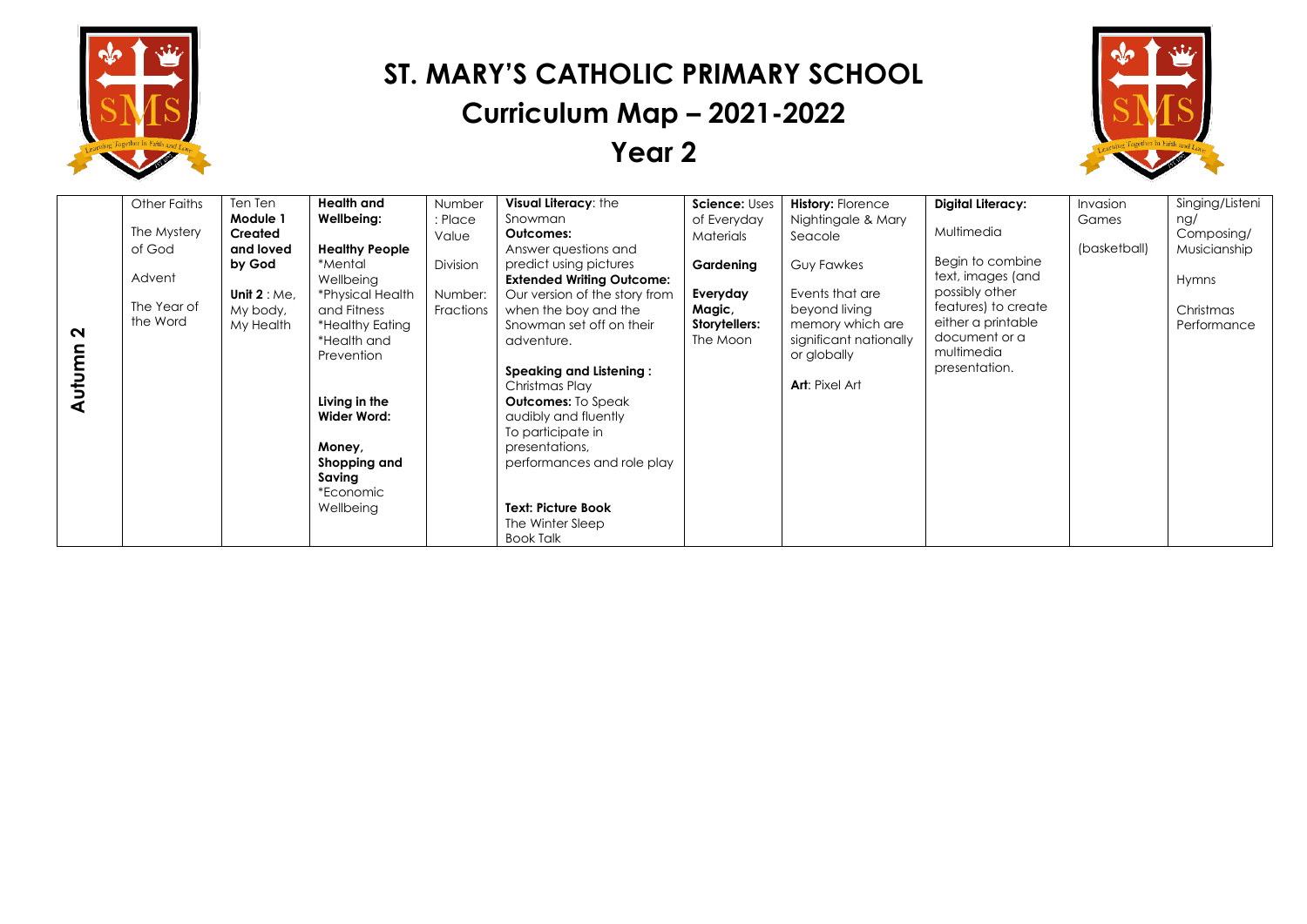# ST. MARY'S CATHOLIC PRIMARY SCHOOL

## Curriculum Map – 2021-2022

## Year 2

| | | | | | | | | | | |
|---|---|---|---|---|---|---|---|---|---|---|
| **Autumn 2** | Other Faiths<br><br>The Mystery of God<br><br>Advent<br><br>The Year of the Word | Ten Ten **Module 1 Created and loved by God**<br><br>**Unit 2** : Me, My body, My Health | **Health and Wellbeing:**<br><br>**Healthy People**<br>*Mental Wellbeing<br>*Physical Health and Fitness<br>*Healthy Eating<br>*Health and Prevention<br><br>**Living in the Wider Word:**<br><br>**Money, Shopping and Saving**<br>*Economic Wellbeing | Number : Place Value<br><br>Division<br><br>Number: Fractions | **Visual Literacy**: the Snowman<br>**Outcomes:**<br>Answer questions and predict using pictures<br>**Extended Writing Outcome:**<br>Our version of the story from when the boy and the Snowman set off on their adventure.<br><br>**Speaking and Listening :**<br>Christmas Play<br>**Outcomes:** To Speak audibly and fluently<br>To participate in presentations, performances and role play<br><br>**Text: Picture Book**<br>The Winter Sleep<br>Book Talk | **Science:** Uses of Everyday Materials<br><br>**Gardening**<br><br>**Everyday Magic, Storytellers:** The Moon | **History:** Florence Nightingale & Mary Seacole<br><br>Guy Fawkes<br><br>Events that are beyond living memory which are significant nationally or globally<br><br>**Art**: Pixel Art | **Digital Literacy:**<br><br>Multimedia<br><br>Begin to combine text, images (and possibly other features) to create either a printable document or a multimedia presentation. | Invasion Games<br><br>(basketball) | Singing/Listening/<br>Composing/<br>Musicianship<br><br>Hymns<br><br>Christmas Performance |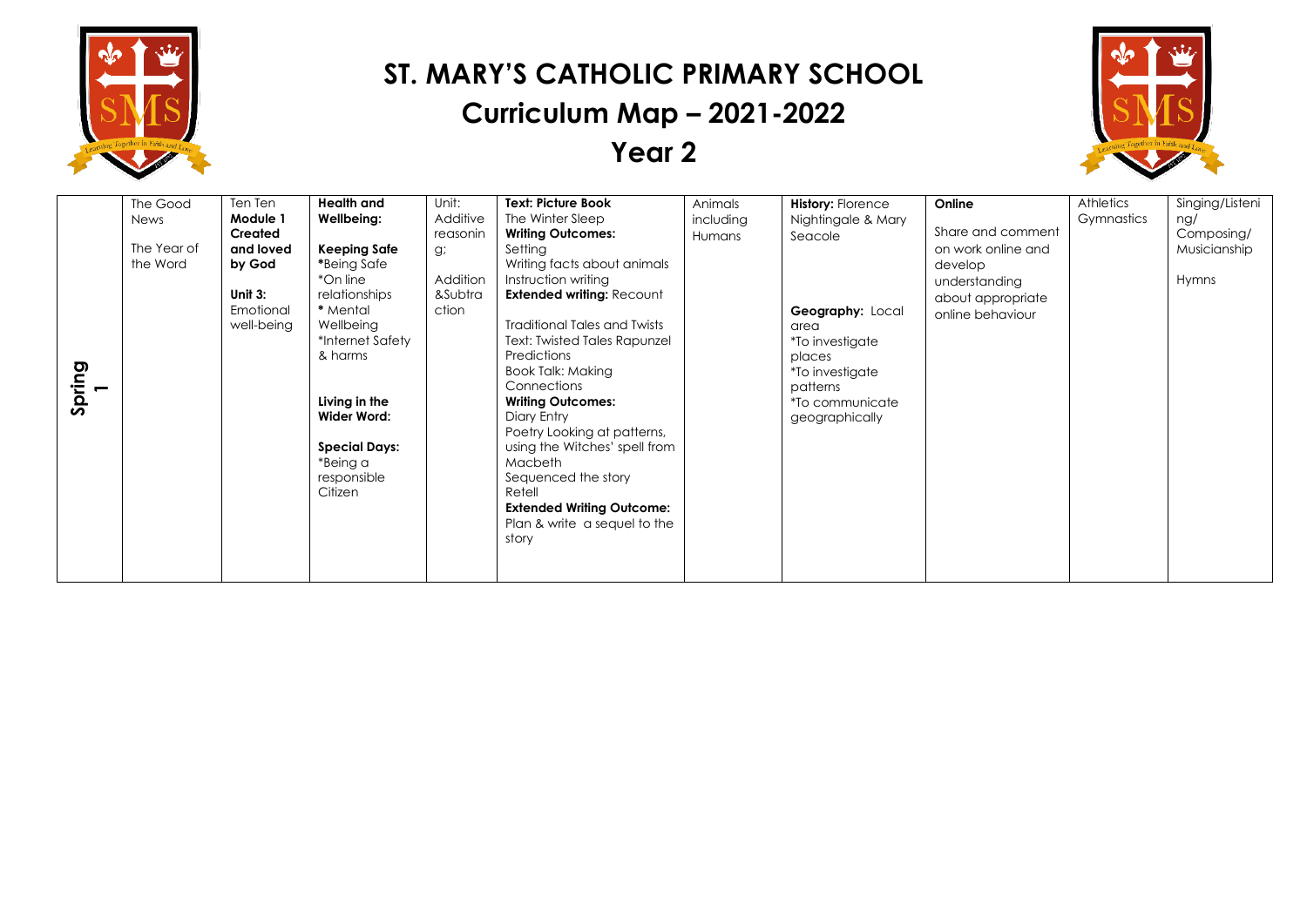# ST. MARY'S CATHOLIC PRIMARY SCHOOL

## Curriculum Map – 2021-2022

## Year 2

| | | | | | | | | | | | |
|---|---|---|---|---|---|---|---|---|---|---|---|
| **Spring 1** | The Good News<br><br>The Year of the Word | Ten Ten **Module 1 Created and loved by God**<br><br>**Unit 3:** Emotional well-being | **Health and Wellbeing:**<br><br>**Keeping Safe**<br>*Being Safe<br>*On line relationships<br>* Mental Wellbeing<br>*Internet Safety & harms<br><br>**Living in the Wider Word:**<br><br>**Special Days:**<br>*Being a responsible Citizen | Unit: Additive reasoning;<br><br>Addition &Subtraction | **Text: Picture Book**<br>The Winter Sleep<br>**Writing Outcomes:**<br>Setting<br>Writing facts about animals<br>Instruction writing<br>**Extended writing:** Recount<br><br>Traditional Tales and Twists<br>Text: Twisted Tales Rapunzel<br>Predictions<br>Book Talk: Making Connections<br>**Writing Outcomes:**<br>Diary Entry<br>Poetry Looking at patterns, using the Witches' spell from Macbeth<br>Sequenced the story<br>Retell<br>**Extended Writing Outcome:**<br>Plan & write a sequel to the story | Animals including Humans | **History:** Florence Nightingale & Mary Seacole<br><br>**Geography:** Local area<br>*To investigate places<br>*To investigate patterns<br>*To communicate geographically | **Online**<br><br>Share and comment on work online and develop understanding about appropriate online behaviour | Athletics<br>Gymnastics | Singing/Listening/<br>Composing/<br>Musicianship<br><br>Hymns |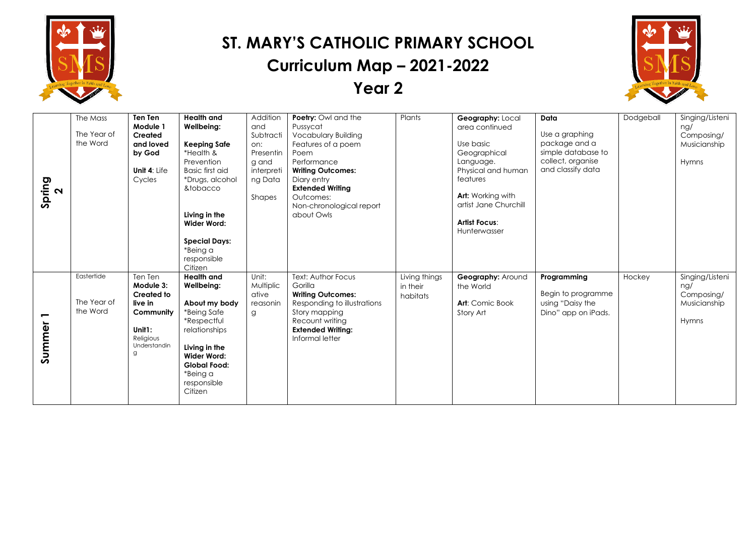# ST. MARY'S CATHOLIC PRIMARY SCHOOL

## Curriculum Map – 2021-2022

## Year 2

| | | | | | | | | | | |
|---|---|---|---|---|---|---|---|---|---|---|
| **Spring 2** | The Mass<br><br>The Year of the Word | **Ten Ten Module 1 Created and loved by God**<br><br>**Unit 4**: Life Cycles | **Health and Wellbeing:**<br><br>**Keeping Safe**<br>*Health & Prevention<br>Basic first aid<br>*Drugs, alcohol &tobacco<br><br>**Living in the Wider Word:**<br><br>**Special Days:**<br>*Being a responsible Citizen | Addition and Subtraction:<br>Presenting and interpreting Data<br><br>Shapes | **Poetry:** Owl and the Pussycat<br>Vocabulary Building<br>Features of a poem<br>Poem<br>Performance<br>**Writing Outcomes:**<br>Diary entry<br>**Extended Writing** Outcomes:<br>Non-chronological report about Owls | Plants | **Geography:** Local area continued<br><br>Use basic Geographical Language.<br>Physical and human features<br><br>**Art:** Working with artist Jane Churchill<br><br>**Artist Focus**:<br>Hunterwasser | **Data**<br><br>Use a graphing package and a simple database to collect, organise and classify data | Dodgeball | Singing/Listening/<br>Composing/<br>Musicianship<br><br>Hymns |
| **Summer 1** | Eastertide<br><br>The Year of the Word | Ten Ten **Module 3: Created to live in Community**<br><br>**Unit1:** Religious Understanding | **Health and Wellbeing:**<br><br>**About my body**<br>*Being Safe<br>*Respectful relationships<br><br>**Living in the Wider Word:**<br>**Global Food:**<br>*Being a responsible Citizen | Unit: Multiplicative reasoning | Text: Author Focus Gorilla<br>**Writing Outcomes:**<br>Responding to illustrations<br>Story mapping<br>Recount writing<br>**Extended Writing:**<br>Informal letter | Living things in their habitats | **Geography:** Around the World<br><br>**Art**: Comic Book Story Art | **Programming**<br><br>Begin to programme using "Daisy the Dino" app on iPads. | Hockey | Singing/Listening/<br>Composing/<br>Musicianship<br><br>Hymns |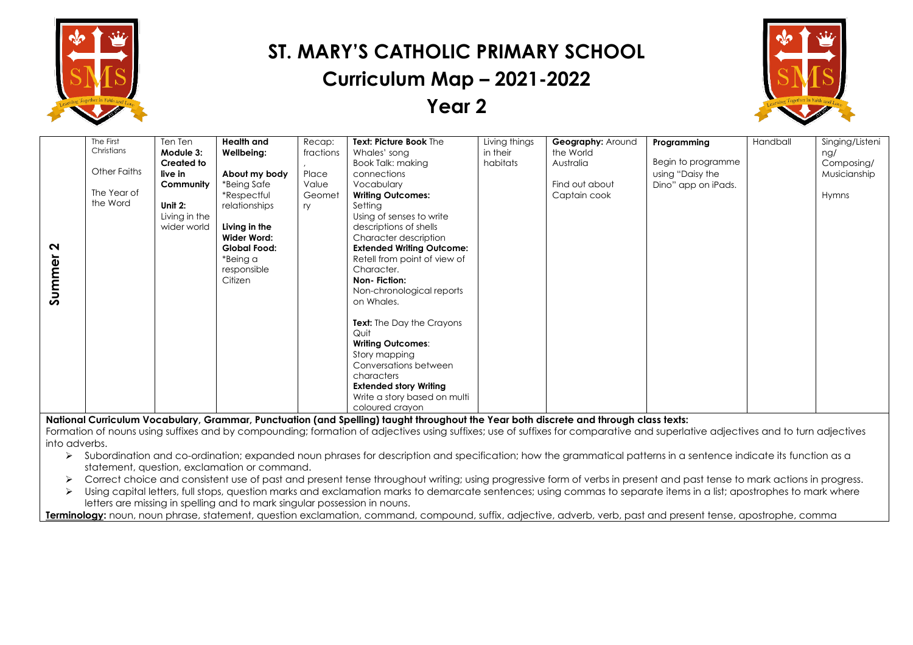# ST. MARY'S CATHOLIC PRIMARY SCHOOL

## Curriculum Map – 2021-2022

## Year 2

| | | | | | | | | | | |
|---|---|---|---|---|---|---|---|---|---|---|
| **Summer 2** | The First Christians<br><br>Other Faiths<br><br>The Year of the Word | Ten Ten **Module 3: Created to live in Community**<br><br>**Unit 2:** Living in the wider world | **Health and Wellbeing:**<br><br>**About my body**<br>*Being Safe<br>*Respectful relationships<br><br>**Living in the Wider Word: Global Food:**<br>*Being a responsible Citizen | Recap: fractions, Place Value Geometry | **Text: Picture Book** The Whales' song<br>Book Talk: making connections<br>Vocabulary<br>**Writing Outcomes:**<br>Setting<br>Using of senses to write descriptions of shells<br>Character description<br>**Extended Writing Outcome:**<br>Retell from point of view of Character.<br>**Non- Fiction:**<br>Non-chronological reports on Whales.<br><br>**Text:** The Day the Crayons Quit<br>**Writing Outcomes**:<br>Story mapping<br>Conversations between characters<br>**Extended story Writing**<br>Write a story based on multi coloured crayon | Living things in their habitats | **Geography:** Around the World<br>Australia<br><br>Find out about Captain cook | **Programming**<br><br>Begin to programme using "Daisy the Dino" app on iPads. | Handball | Singing/Listening/<br>Composing/<br>Musicianship<br><br>Hymns |

**National Curriculum Vocabulary, Grammar, Punctuation (and Spelling) taught throughout the Year both discrete and through class texts:**

Formation of nouns using suffixes and by compounding; formation of adjectives using suffixes; use of suffixes for comparative and superlative adjectives and to turn adjectives into adverbs.

- Subordination and co-ordination; expanded noun phrases for description and specification; how the grammatical patterns in a sentence indicate its function as a statement, question, exclamation or command.
- Correct choice and consistent use of past and present tense throughout writing; using progressive form of verbs in present and past tense to mark actions in progress.
- Using capital letters, full stops, question marks and exclamation marks to demarcate sentences; using commas to separate items in a list; apostrophes to mark where letters are missing in spelling and to mark singular possession in nouns.

**Terminology:** noun, noun phrase, statement, question exclamation, command, compound, suffix, adjective, adverb, verb, past and present tense, apostrophe, comma